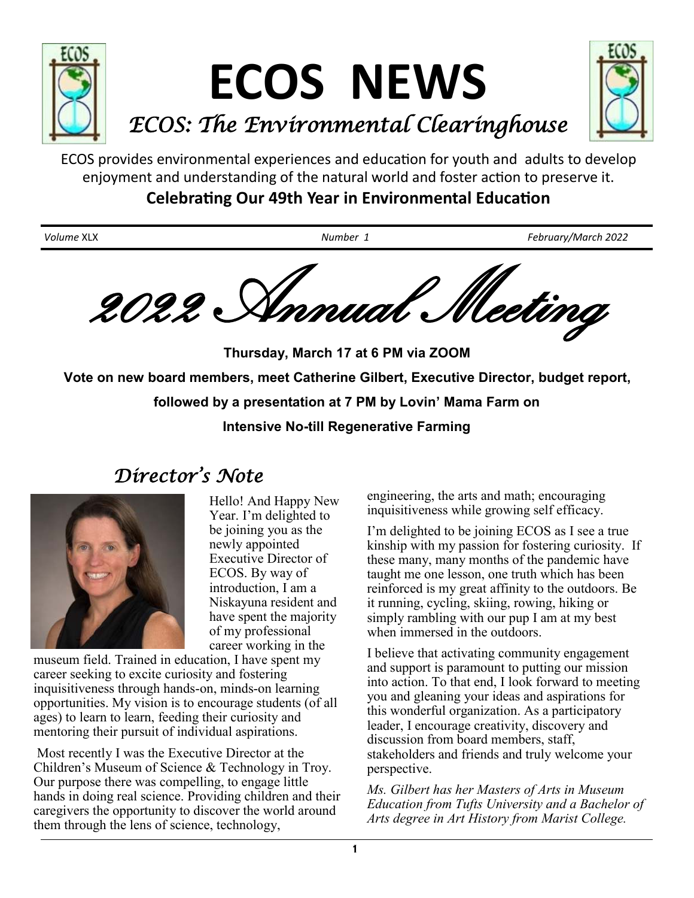# ECOS NEWS

*ECOS: The Environmental Clearinghouse*

ECOS provides environmental experiences and education for youth and adults to develop enjoyment and understanding of the natural world and foster action to preserve it.

**Celebrating Our 49th Year in Environmental Education**

*Volume* XLX | *Number 1* | *February/March 2022*

## *2022 Annual Meeting*

**Thursday, March 17 at 6 PM via ZOOM**

**Vote on new board members, meet Catherine Gilbert, Executive Director, budget report, followed by a presentation at 7 PM by Lovin' Mama Farm on Intensive No-till Regenerative Farming**

## *Director's Note*

Hello! And Happy New Year. I'm delighted to be joining you as the newly appointed Executive Director of ECOS. By way of introduction, I am a Niskayuna resident and have spent the majority of my professional career working in the museum field. Trained in education, I have spent my career seeking to excite curiosity and fostering inquisitiveness through hands-on, minds-on learning opportunities. My vision is to encourage students (of all ages) to learn to learn, feeding their curiosity and mentoring their pursuit of individual aspirations.

Most recently I was the Executive Director at the Children's Museum of Science & Technology in Troy. Our purpose there was compelling, to engage little hands in doing real science. Providing children and their caregivers the opportunity to discover the world around them through the lens of science, technology, engineering, the arts and math; encouraging inquisitiveness while growing self efficacy.

I'm delighted to be joining ECOS as I see a true kinship with my passion for fostering curiosity. If these many, many months of the pandemic have taught me one lesson, one truth which has been reinforced is my great affinity to the outdoors. Be it running, cycling, skiing, rowing, hiking or simply rambling with our pup I am at my best when immersed in the outdoors.

I believe that activating community engagement and support is paramount to putting our mission into action. To that end, I look forward to meeting you and gleaning your ideas and aspirations for this wonderful organization. As a participatory leader, I encourage creativity, discovery and discussion from board members, staff, stakeholders and friends and truly welcome your perspective.

*Ms. Gilbert has her Masters of Arts in Museum Education from Tufts University and a Bachelor of Arts degree in Art History from Marist College.*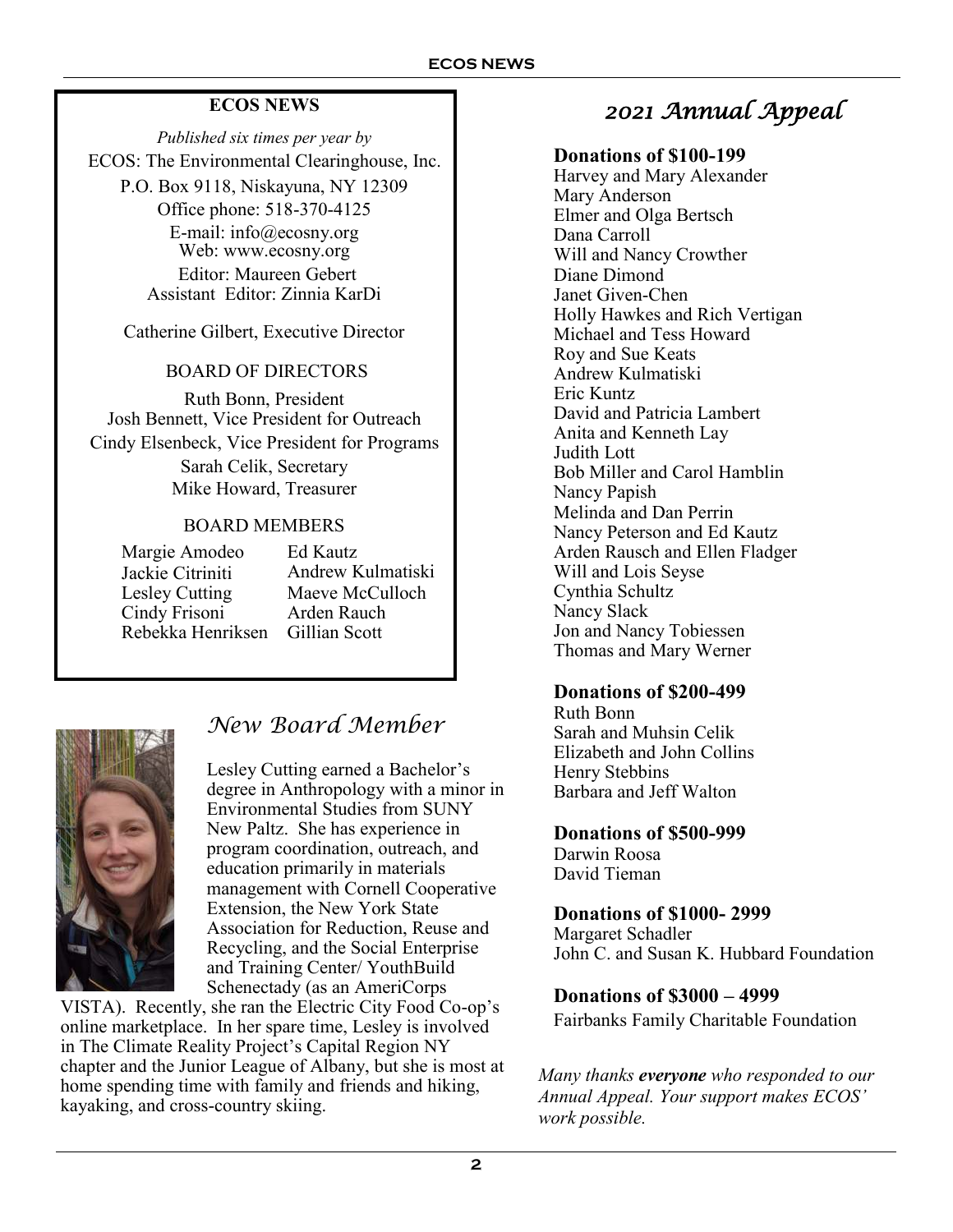## ECOS NEWS

*Published six times per year by*

ECOS: The Environmental Clearinghouse, Inc.

P.O. Box 9118, Niskayuna, NY 12309

Office phone: 518-370-4125

E-mail: info@ecosny.org

Web: www.ecosny.org

Editor: Maureen Gebert

Assistant Editor: Zinnia KarDi

Catherine Gilbert, Executive Director

### BOARD OF DIRECTORS

Ruth Bonn, President

Josh Bennett, Vice President for Outreach

Cindy Elsenbeck, Vice President for Programs

Sarah Celik, Secretary

Mike Howard, Treasurer

### BOARD MEMBERS

Margie Amodeo
Jackie Citriniti
Lesley Cutting
Cindy Frisoni
Rebekka Henriksen
Ed Kautz
Andrew Kulmatiski
Maeve McCulloch
Arden Rauch
Gillian Scott

## *New Board Member*

Lesley Cutting earned a Bachelor's degree in Anthropology with a minor in Environmental Studies from SUNY New Paltz. She has experience in program coordination, outreach, and education primarily in materials management with Cornell Cooperative Extension, the New York State Association for Reduction, Reuse and Recycling, and the Social Enterprise and Training Center/ YouthBuild Schenectady (as an AmeriCorps VISTA). Recently, she ran the Electric City Food Co-op's online marketplace. In her spare time, Lesley is involved in The Climate Reality Project's Capital Region NY chapter and the Junior League of Albany, but she is most at home spending time with family and friends and hiking, kayaking, and cross-country skiing.

## *2021 Annual Appeal*

**Donations of $100-199**

Harvey and Mary Alexander
Mary Anderson
Elmer and Olga Bertsch
Dana Carroll
Will and Nancy Crowther
Diane Dimond
Janet Given-Chen
Holly Hawkes and Rich Vertigan
Michael and Tess Howard
Roy and Sue Keats
Andrew Kulmatiski
Eric Kuntz
David and Patricia Lambert
Anita and Kenneth Lay
Judith Lott
Bob Miller and Carol Hamblin
Nancy Papish
Melinda and Dan Perrin
Nancy Peterson and Ed Kautz
Arden Rausch and Ellen Fladger
Will and Lois Seyse
Cynthia Schultz
Nancy Slack
Jon and Nancy Tobiessen
Thomas and Mary Werner

**Donations of $200-499**

Ruth Bonn
Sarah and Muhsin Celik
Elizabeth and John Collins
Henry Stebbins
Barbara and Jeff Walton

**Donations of $500-999**

Darwin Roosa
David Tieman

**Donations of $1000- 2999**

Margaret Schadler
John C. and Susan K. Hubbard Foundation

**Donations of $3000 – 4999**

Fairbanks Family Charitable Foundation

*Many thanks **everyone** who responded to our Annual Appeal. Your support makes ECOS' work possible.*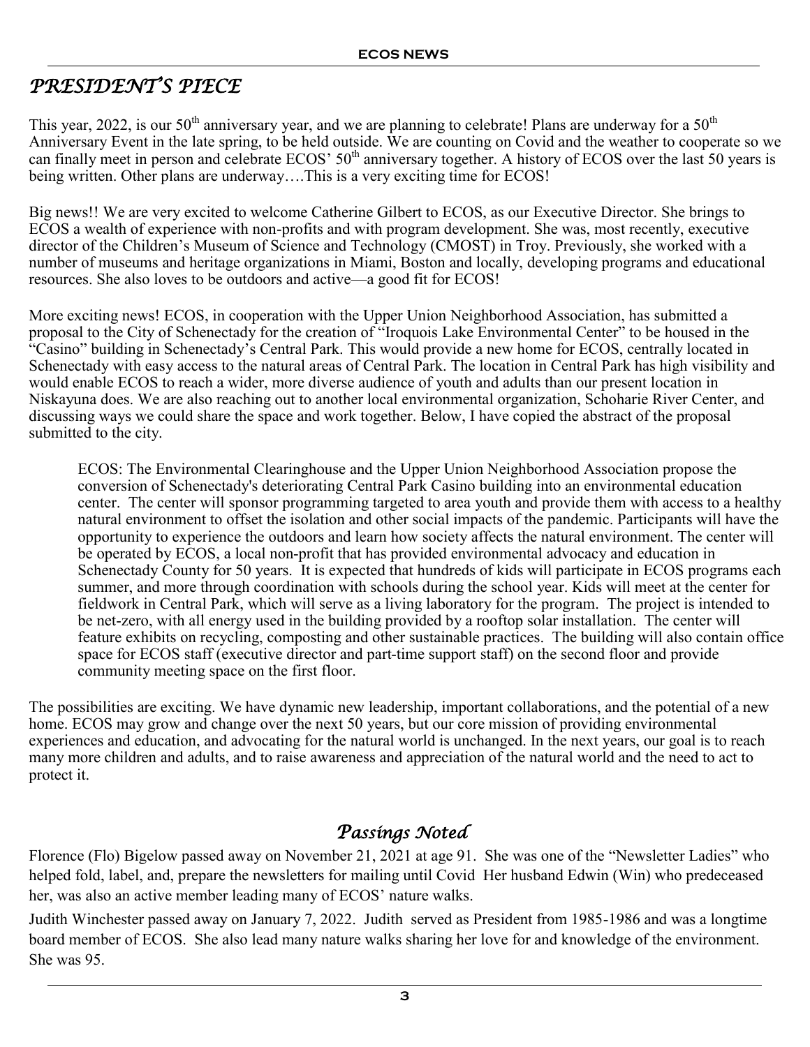## *PRESIDENT'S PIECE*

This year, 2022, is our 50th anniversary year, and we are planning to celebrate! Plans are underway for a 50th Anniversary Event in the late spring, to be held outside. We are counting on Covid and the weather to cooperate so we can finally meet in person and celebrate ECOS' 50th anniversary together. A history of ECOS over the last 50 years is being written. Other plans are underway….This is a very exciting time for ECOS!

Big news!! We are very excited to welcome Catherine Gilbert to ECOS, as our Executive Director. She brings to ECOS a wealth of experience with non-profits and with program development. She was, most recently, executive director of the Children's Museum of Science and Technology (CMOST) in Troy. Previously, she worked with a number of museums and heritage organizations in Miami, Boston and locally, developing programs and educational resources. She also loves to be outdoors and active—a good fit for ECOS!

More exciting news! ECOS, in cooperation with the Upper Union Neighborhood Association, has submitted a proposal to the City of Schenectady for the creation of "Iroquois Lake Environmental Center" to be housed in the "Casino" building in Schenectady's Central Park. This would provide a new home for ECOS, centrally located in Schenectady with easy access to the natural areas of Central Park. The location in Central Park has high visibility and would enable ECOS to reach a wider, more diverse audience of youth and adults than our present location in Niskayuna does. We are also reaching out to another local environmental organization, Schoharie River Center, and discussing ways we could share the space and work together. Below, I have copied the abstract of the proposal submitted to the city.

> ECOS: The Environmental Clearinghouse and the Upper Union Neighborhood Association propose the conversion of Schenectady's deteriorating Central Park Casino building into an environmental education center. The center will sponsor programming targeted to area youth and provide them with access to a healthy natural environment to offset the isolation and other social impacts of the pandemic. Participants will have the opportunity to experience the outdoors and learn how society affects the natural environment. The center will be operated by ECOS, a local non-profit that has provided environmental advocacy and education in Schenectady County for 50 years. It is expected that hundreds of kids will participate in ECOS programs each summer, and more through coordination with schools during the school year. Kids will meet at the center for fieldwork in Central Park, which will serve as a living laboratory for the program. The project is intended to be net-zero, with all energy used in the building provided by a rooftop solar installation. The center will feature exhibits on recycling, composting and other sustainable practices. The building will also contain office space for ECOS staff (executive director and part-time support staff) on the second floor and provide community meeting space on the first floor.

The possibilities are exciting. We have dynamic new leadership, important collaborations, and the potential of a new home. ECOS may grow and change over the next 50 years, but our core mission of providing environmental experiences and education, and advocating for the natural world is unchanged. In the next years, our goal is to reach many more children and adults, and to raise awareness and appreciation of the natural world and the need to act to protect it.

## *Passings Noted*

Florence (Flo) Bigelow passed away on November 21, 2021 at age 91. She was one of the "Newsletter Ladies" who helped fold, label, and, prepare the newsletters for mailing until Covid Her husband Edwin (Win) who predeceased her, was also an active member leading many of ECOS' nature walks.

Judith Winchester passed away on January 7, 2022. Judith served as President from 1985-1986 and was a longtime board member of ECOS. She also lead many nature walks sharing her love for and knowledge of the environment. She was 95.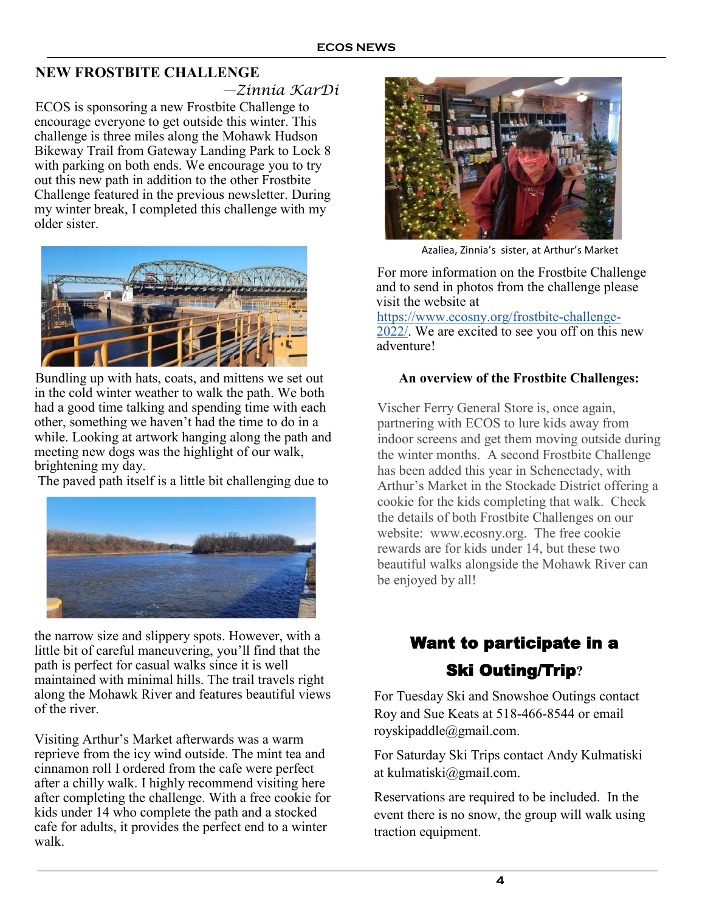## NEW FROSTBITE CHALLENGE

*—Zinnia KarDi*

ECOS is sponsoring a new Frostbite Challenge to encourage everyone to get outside this winter. This challenge is three miles along the Mohawk Hudson Bikeway Trail from Gateway Landing Park to Lock 8 with parking on both ends. We encourage you to try out this new path in addition to the other Frostbite Challenge featured in the previous newsletter. During my winter break, I completed this challenge with my older sister.

Bundling up with hats, coats, and mittens we set out in the cold winter weather to walk the path. We both had a good time talking and spending time with each other, something we haven't had the time to do in a while. Looking at artwork hanging along the path and meeting new dogs was the highlight of our walk, brightening my day.

The paved path itself is a little bit challenging due to the narrow size and slippery spots. However, with a little bit of careful maneuvering, you'll find that the path is perfect for casual walks since it is well maintained with minimal hills. The trail travels right along the Mohawk River and features beautiful views of the river.

Visiting Arthur's Market afterwards was a warm reprieve from the icy wind outside. The mint tea and cinnamon roll I ordered from the cafe were perfect after a chilly walk. I highly recommend visiting here after completing the challenge. With a free cookie for kids under 14 who complete the path and a stocked cafe for adults, it provides the perfect end to a winter walk.

Azaliea, Zinnia's sister, at Arthur's Market

For more information on the Frostbite Challenge and to send in photos from the challenge please visit the website at https://www.ecosny.org/frostbite-challenge-2022/. We are excited to see you off on this new adventure!

**An overview of the Frostbite Challenges:**

Vischer Ferry General Store is, once again, partnering with ECOS to lure kids away from indoor screens and get them moving outside during the winter months. A second Frostbite Challenge has been added this year in Schenectady, with Arthur's Market in the Stockade District offering a cookie for the kids completing that walk. Check the details of both Frostbite Challenges on our website: www.ecosny.org. The free cookie rewards are for kids under 14, but these two beautiful walks alongside the Mohawk River can be enjoyed by all!

## Want to participate in a Ski Outing/Trip?

For Tuesday Ski and Snowshoe Outings contact Roy and Sue Keats at 518-466-8544 or email royskipaddle@gmail.com.

For Saturday Ski Trips contact Andy Kulmatiski at kulmatiski@gmail.com.

Reservations are required to be included. In the event there is no snow, the group will walk using traction equipment.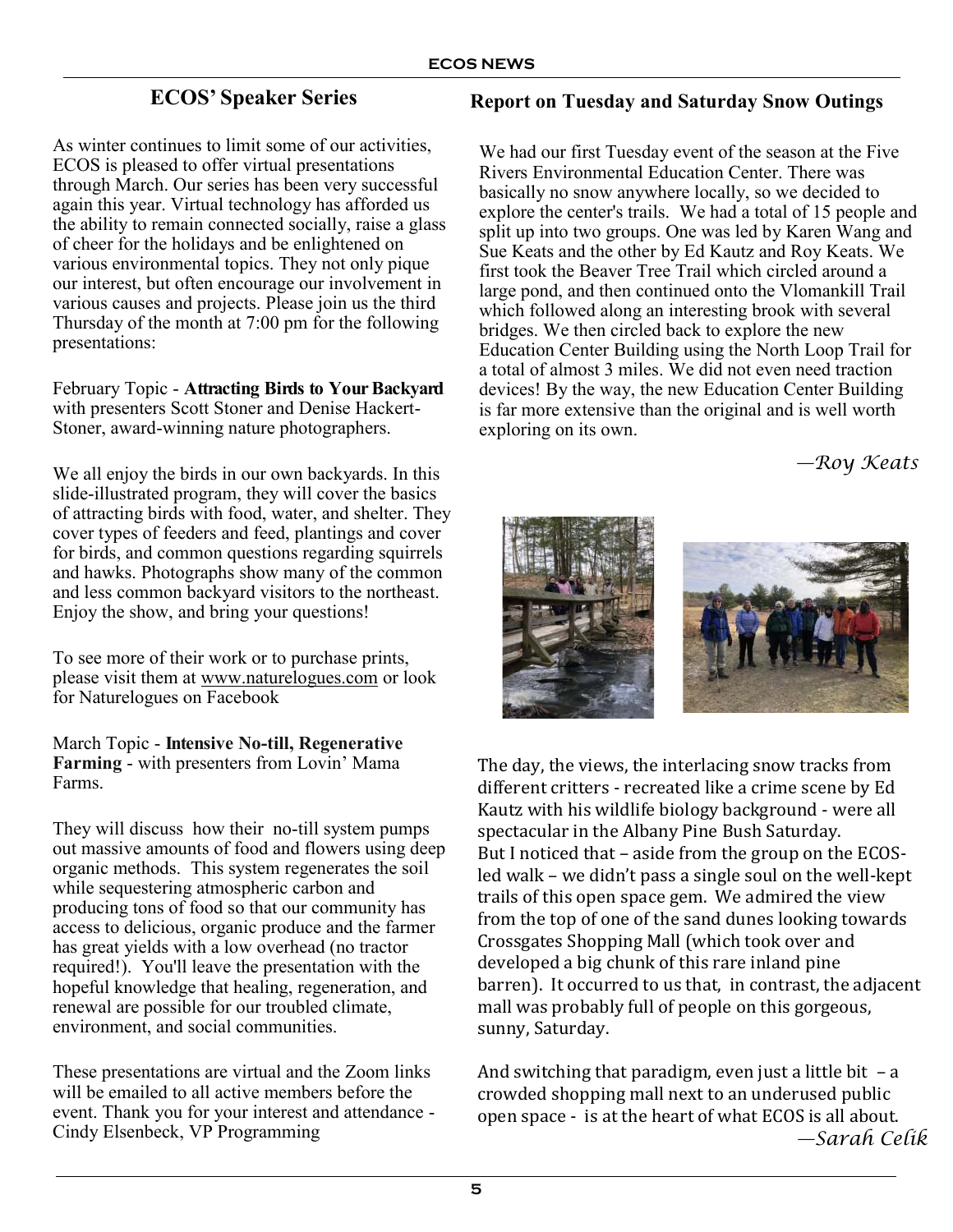## ECOS' Speaker Series

As winter continues to limit some of our activities, ECOS is pleased to offer virtual presentations through March. Our series has been very successful again this year. Virtual technology has afforded us the ability to remain connected socially, raise a glass of cheer for the holidays and be enlightened on various environmental topics. They not only pique our interest, but often encourage our involvement in various causes and projects. Please join us the third Thursday of the month at 7:00 pm for the following presentations:

February Topic - **Attracting Birds to Your Backyard** with presenters Scott Stoner and Denise Hackert-Stoner, award-winning nature photographers.

We all enjoy the birds in our own backyards. In this slide-illustrated program, they will cover the basics of attracting birds with food, water, and shelter. They cover types of feeders and feed, plantings and cover for birds, and common questions regarding squirrels and hawks. Photographs show many of the common and less common backyard visitors to the northeast. Enjoy the show, and bring your questions!

To see more of their work or to purchase prints, please visit them at www.naturelogues.com or look for Naturelogues on Facebook

March Topic - **Intensive No-till, Regenerative Farming** - with presenters from Lovin' Mama Farms.

They will discuss how their no-till system pumps out massive amounts of food and flowers using deep organic methods. This system regenerates the soil while sequestering atmospheric carbon and producing tons of food so that our community has access to delicious, organic produce and the farmer has great yields with a low overhead (no tractor required!). You'll leave the presentation with the hopeful knowledge that healing, regeneration, and renewal are possible for our troubled climate, environment, and social communities.

These presentations are virtual and the Zoom links will be emailed to all active members before the event. Thank you for your interest and attendance - Cindy Elsenbeck, VP Programming

## Report on Tuesday and Saturday Snow Outings

We had our first Tuesday event of the season at the Five Rivers Environmental Education Center. There was basically no snow anywhere locally, so we decided to explore the center's trails. We had a total of 15 people and split up into two groups. One was led by Karen Wang and Sue Keats and the other by Ed Kautz and Roy Keats. We first took the Beaver Tree Trail which circled around a large pond, and then continued onto the Vlomankill Trail which followed along an interesting brook with several bridges. We then circled back to explore the new Education Center Building using the North Loop Trail for a total of almost 3 miles. We did not even need traction devices! By the way, the new Education Center Building is far more extensive than the original and is well worth exploring on its own.

*—Roy Keats*

The day, the views, the interlacing snow tracks from different critters - recreated like a crime scene by Ed Kautz with his wildlife biology background - were all spectacular in the Albany Pine Bush Saturday. But I noticed that – aside from the group on the ECOS-led walk – we didn't pass a single soul on the well-kept trails of this open space gem. We admired the view from the top of one of the sand dunes looking towards Crossgates Shopping Mall (which took over and developed a big chunk of this rare inland pine barren). It occurred to us that, in contrast, the adjacent mall was probably full of people on this gorgeous, sunny, Saturday.

And switching that paradigm, even just a little bit – a crowded shopping mall next to an underused public open space - is at the heart of what ECOS is all about.

*—Sarah Celik*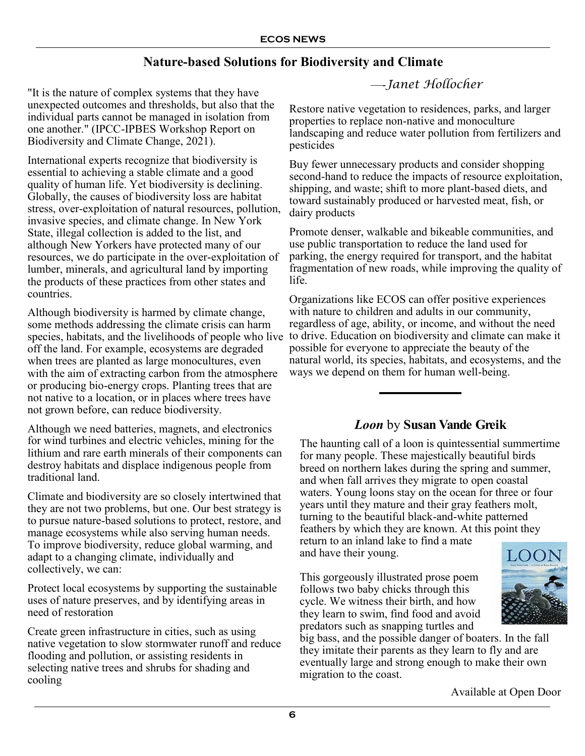## Nature-based Solutions for Biodiversity and Climate

*—Janet Hollocher*

"It is the nature of complex systems that they have unexpected outcomes and thresholds, but also that the individual parts cannot be managed in isolation from one another." (IPCC-IPBES Workshop Report on Biodiversity and Climate Change, 2021).

International experts recognize that biodiversity is essential to achieving a stable climate and a good quality of human life. Yet biodiversity is declining. Globally, the causes of biodiversity loss are habitat stress, over-exploitation of natural resources, pollution, invasive species, and climate change. In New York State, illegal collection is added to the list, and although New Yorkers have protected many of our resources, we do participate in the over-exploitation of lumber, minerals, and agricultural land by importing the products of these practices from other states and countries.

Although biodiversity is harmed by climate change, some methods addressing the climate crisis can harm species, habitats, and the livelihoods of people who live off the land. For example, ecosystems are degraded when trees are planted as large monocultures, even with the aim of extracting carbon from the atmosphere or producing bio-energy crops. Planting trees that are not native to a location, or in places where trees have not grown before, can reduce biodiversity.

Although we need batteries, magnets, and electronics for wind turbines and electric vehicles, mining for the lithium and rare earth minerals of their components can destroy habitats and displace indigenous people from traditional land.

Climate and biodiversity are so closely intertwined that they are not two problems, but one. Our best strategy is to pursue nature-based solutions to protect, restore, and manage ecosystems while also serving human needs. To improve biodiversity, reduce global warming, and adapt to a changing climate, individually and collectively, we can:

Protect local ecosystems by supporting the sustainable uses of nature preserves, and by identifying areas in need of restoration

Create green infrastructure in cities, such as using native vegetation to slow stormwater runoff and reduce flooding and pollution, or assisting residents in selecting native trees and shrubs for shading and cooling

Restore native vegetation to residences, parks, and larger properties to replace non-native and monoculture landscaping and reduce water pollution from fertilizers and pesticides

Buy fewer unnecessary products and consider shopping second-hand to reduce the impacts of resource exploitation, shipping, and waste; shift to more plant-based diets, and toward sustainably produced or harvested meat, fish, or dairy products

Promote denser, walkable and bikeable communities, and use public transportation to reduce the land used for parking, the energy required for transport, and the habitat fragmentation of new roads, while improving the quality of life.

Organizations like ECOS can offer positive experiences with nature to children and adults in our community, regardless of age, ability, or income, and without the need to drive. Education on biodiversity and climate can make it possible for everyone to appreciate the beauty of the natural world, its species, habitats, and ecosystems, and the ways we depend on them for human well-being.

---

## *Loon* by **Susan Vande Greik**

The haunting call of a loon is quintessential summertime for many people. These majestically beautiful birds breed on northern lakes during the spring and summer, and when fall arrives they migrate to open coastal waters. Young loons stay on the ocean for three or four years until they mature and their gray feathers molt, turning to the beautiful black-and-white patterned feathers by which they are known. At this point they return to an inland lake to find a mate and have their young.

This gorgeously illustrated prose poem follows two baby chicks through this cycle. We witness their birth, and how they learn to swim, find food and avoid predators such as snapping turtles and big bass, and the possible danger of boaters. In the fall they imitate their parents as they learn to fly and are eventually large and strong enough to make their own migration to the coast.

Available at Open Door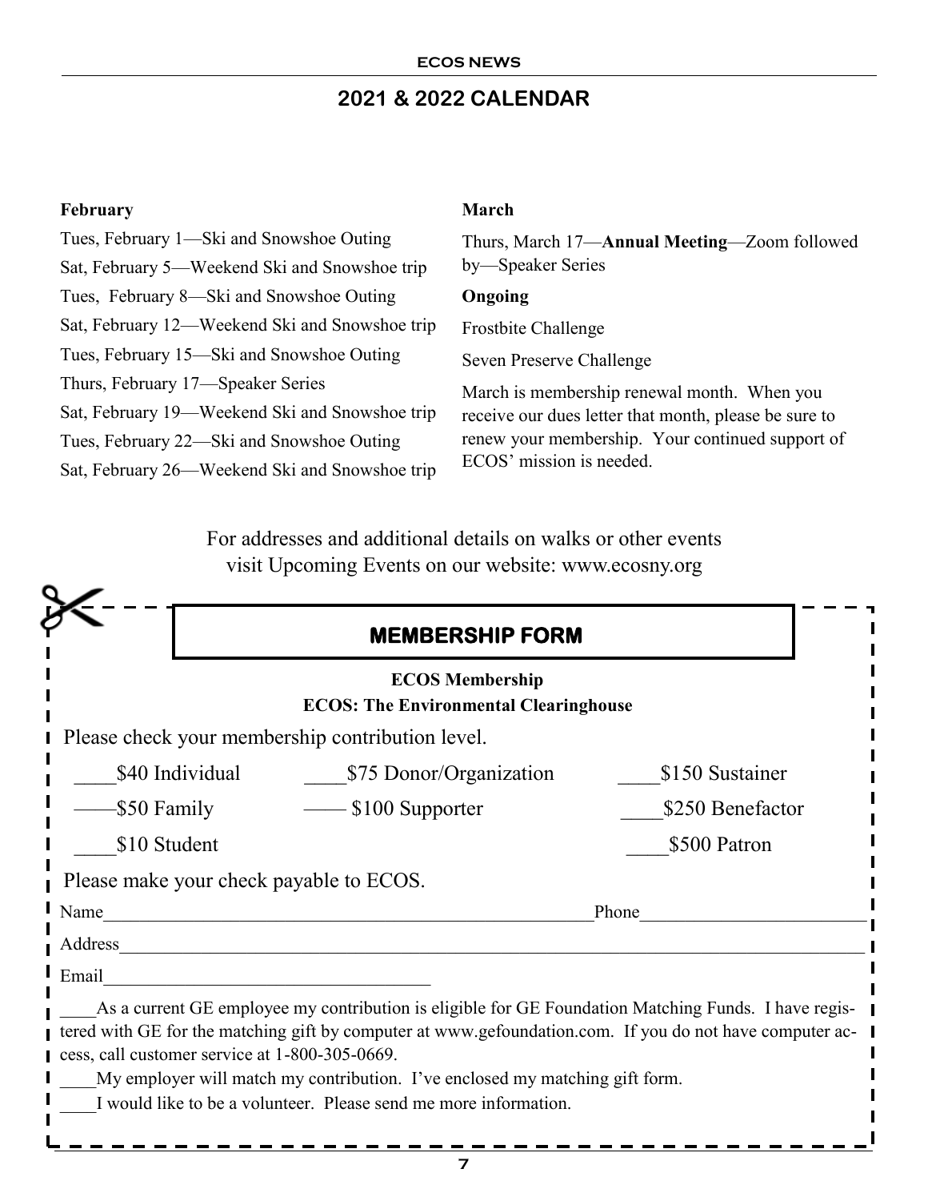## 2021 & 2022 CALENDAR

**February**

Tues, February 1—Ski and Snowshoe Outing

Sat, February 5—Weekend Ski and Snowshoe trip

Tues, February 8—Ski and Snowshoe Outing

Sat, February 12—Weekend Ski and Snowshoe trip

Tues, February 15—Ski and Snowshoe Outing

Thurs, February 17—Speaker Series

Sat, February 19—Weekend Ski and Snowshoe trip

Tues, February 22—Ski and Snowshoe Outing

Sat, February 26—Weekend Ski and Snowshoe trip

**March**

Thurs, March 17—**Annual Meeting**—Zoom followed by—Speaker Series

**Ongoing**

Frostbite Challenge

Seven Preserve Challenge

March is membership renewal month. When you receive our dues letter that month, please be sure to renew your membership. Your continued support of ECOS' mission is needed.

For addresses and additional details on walks or other events visit Upcoming Events on our website: www.ecosny.org

## MEMBERSHIP FORM

**ECOS Membership**

**ECOS: The Environmental Clearinghouse**

Please check your membership contribution level.

____$40 Individual ____$75 Donor/Organization ____$150 Sustainer

——$50 Family —— $100 Supporter ____$250 Benefactor

____$10 Student ____$500 Patron

Please make your check payable to ECOS.

Name____________________________________________________Phone______________________

Address__________________________________________________________________________

Email____________________________________

____As a current GE employee my contribution is eligible for GE Foundation Matching Funds. I have registered with GE for the matching gift by computer at www.gefoundation.com. If you do not have computer access, call customer service at 1-800-305-0669.

____My employer will match my contribution. I've enclosed my matching gift form.

____I would like to be a volunteer. Please send me more information.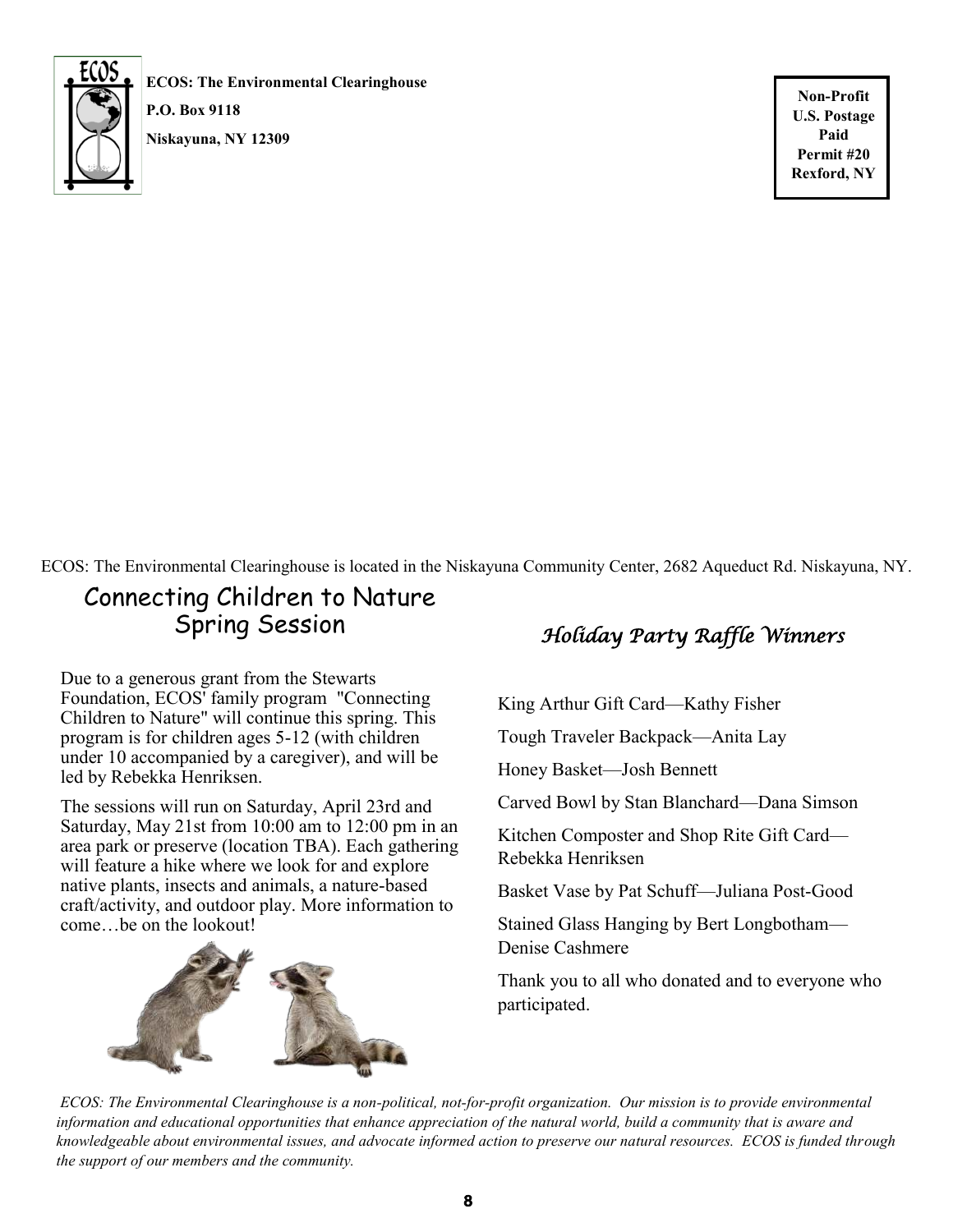**ECOS: The Environmental Clearinghouse**

**P.O. Box 9118**

**Niskayuna, NY 12309**

**Non-Profit**
**U.S. Postage**
**Paid**
**Permit #20**
**Rexford, NY**

ECOS: The Environmental Clearinghouse is located in the Niskayuna Community Center, 2682 Aqueduct Rd. Niskayuna, NY.

## Connecting Children to Nature Spring Session

Due to a generous grant from the Stewarts Foundation, ECOS' family program "Connecting Children to Nature" will continue this spring. This program is for children ages 5-12 (with children under 10 accompanied by a caregiver), and will be led by Rebekka Henriksen.

The sessions will run on Saturday, April 23rd and Saturday, May 21st from 10:00 am to 12:00 pm in an area park or preserve (location TBA). Each gathering will feature a hike where we look for and explore native plants, insects and animals, a nature-based craft/activity, and outdoor play. More information to come…be on the lookout!

## *Holiday Party Raffle Winners*

King Arthur Gift Card—Kathy Fisher

Tough Traveler Backpack—Anita Lay

Honey Basket—Josh Bennett

Carved Bowl by Stan Blanchard—Dana Simson

Kitchen Composter and Shop Rite Gift Card—Rebekka Henriksen

Basket Vase by Pat Schuff—Juliana Post-Good

Stained Glass Hanging by Bert Longbotham—Denise Cashmere

Thank you to all who donated and to everyone who participated.

*ECOS: The Environmental Clearinghouse is a non-political, not-for-profit organization. Our mission is to provide environmental information and educational opportunities that enhance appreciation of the natural world, build a community that is aware and knowledgeable about environmental issues, and advocate informed action to preserve our natural resources. ECOS is funded through the support of our members and the community.*